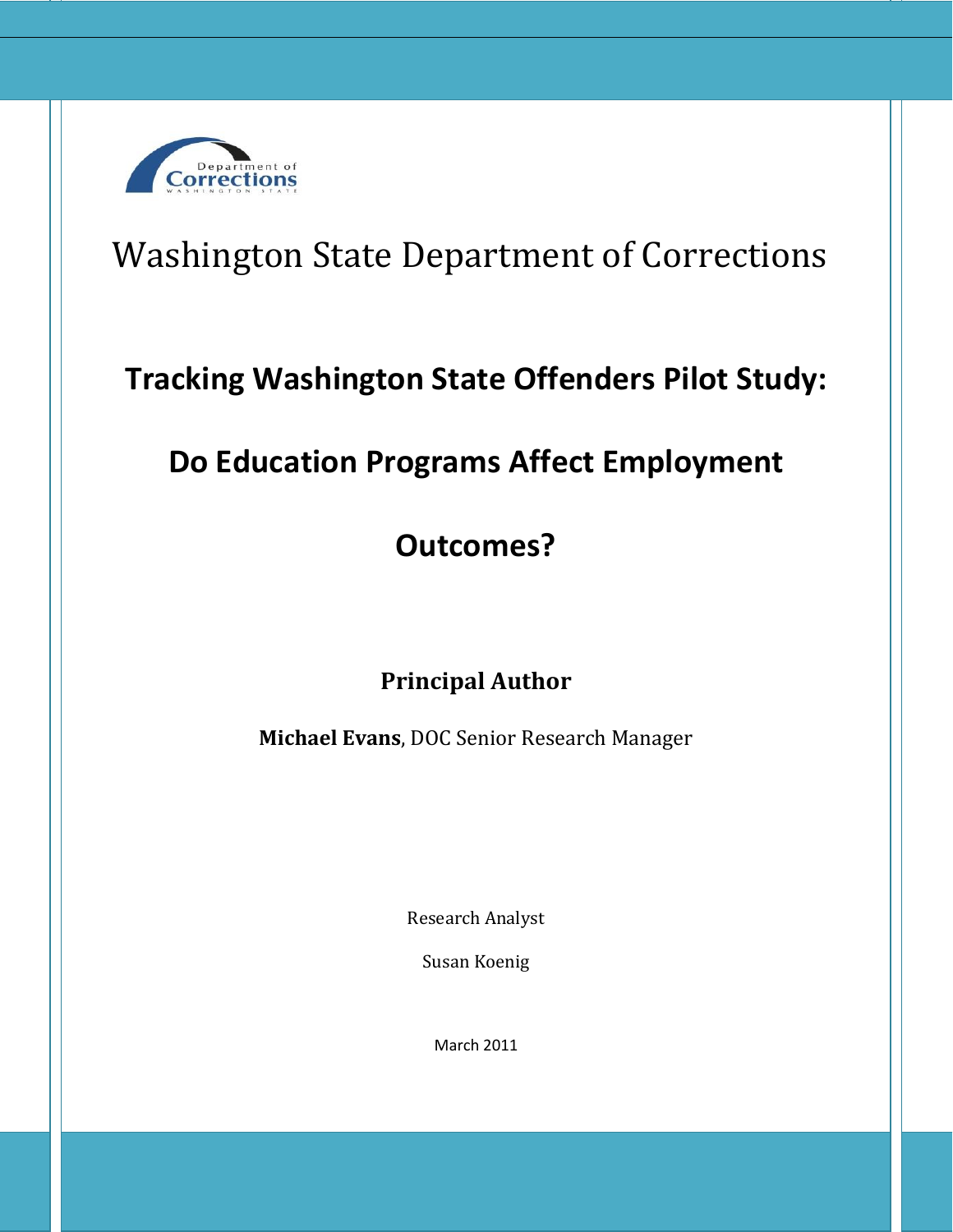Washington State Department of Corrections

# Tracking Washington State Offenders Pilot Study:

# Do Education Programs Affect Employment Outcomes?

**Principal Author**

**Michael Evans**, DOC Senior Research Manager

Research Analyst

Susan Koenig

March 2011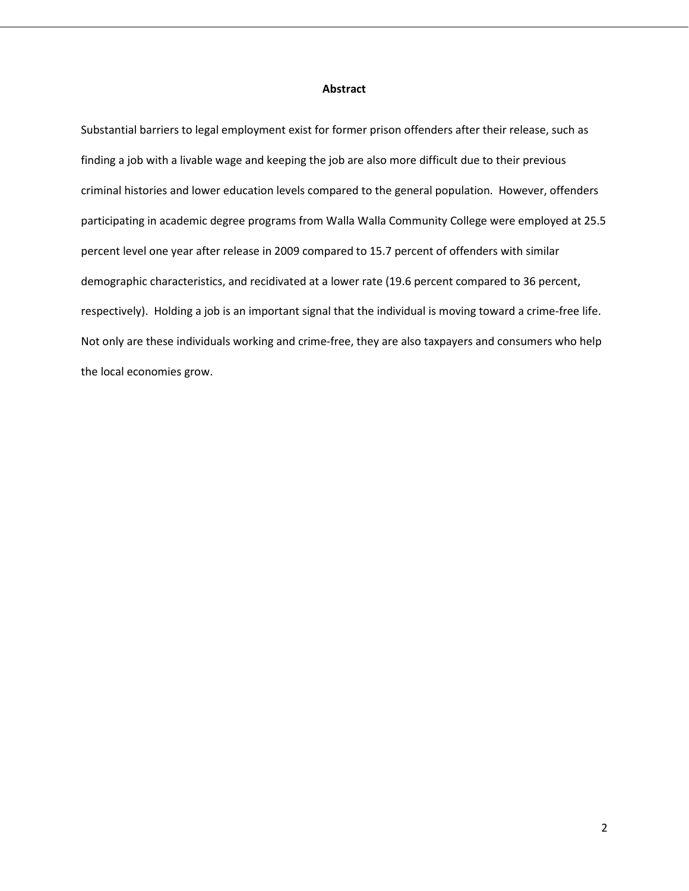## Abstract

Substantial barriers to legal employment exist for former prison offenders after their release, such as finding a job with a livable wage and keeping the job are also more difficult due to their previous criminal histories and lower education levels compared to the general population. However, offenders participating in academic degree programs from Walla Walla Community College were employed at 25.5 percent level one year after release in 2009 compared to 15.7 percent of offenders with similar demographic characteristics, and recidivated at a lower rate (19.6 percent compared to 36 percent, respectively). Holding a job is an important signal that the individual is moving toward a crime-free life. Not only are these individuals working and crime-free, they are also taxpayers and consumers who help the local economies grow.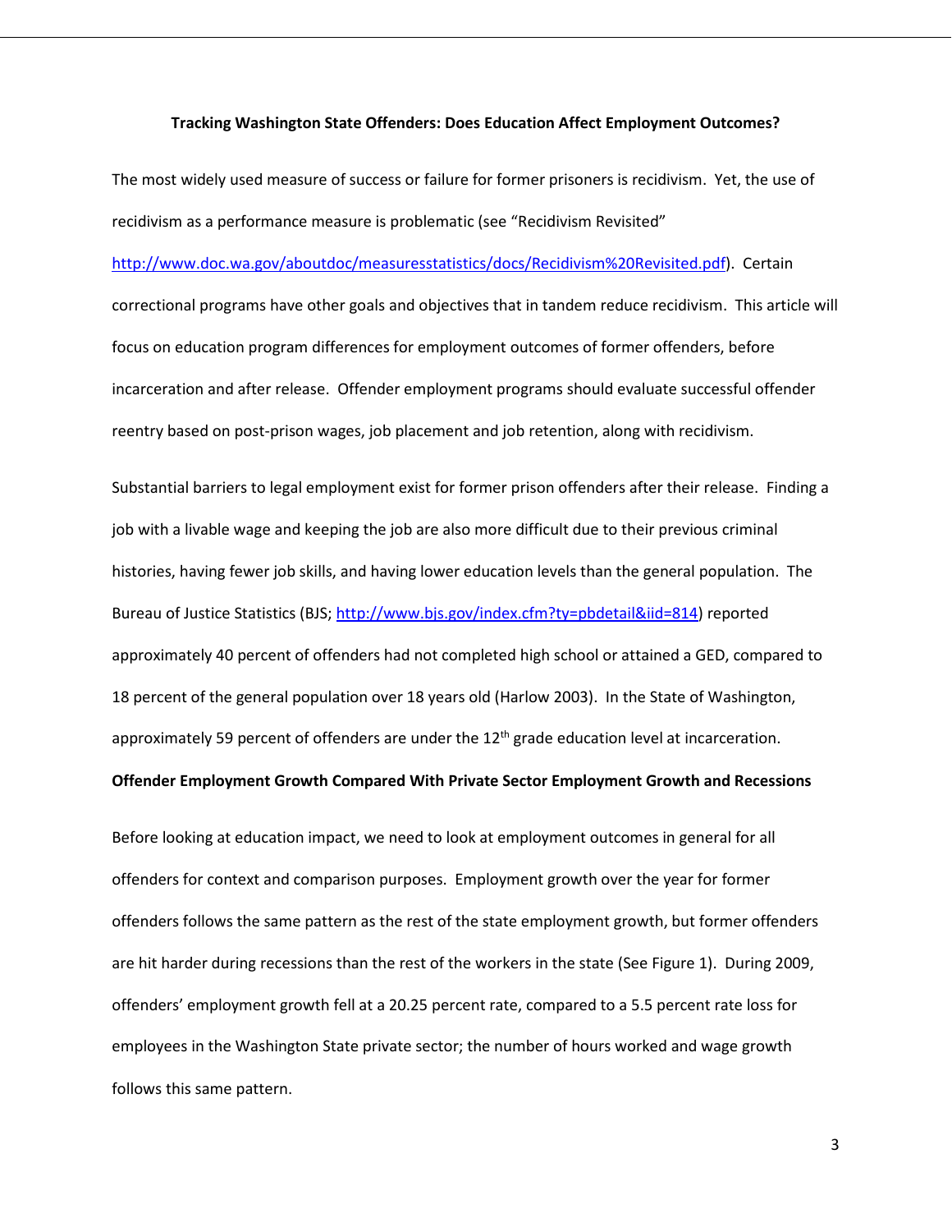**Tracking Washington State Offenders: Does Education Affect Employment Outcomes?**

The most widely used measure of success or failure for former prisoners is recidivism. Yet, the use of recidivism as a performance measure is problematic (see "Recidivism Revisited" http://www.doc.wa.gov/aboutdoc/measuresstatistics/docs/Recidivism%20Revisited.pdf). Certain correctional programs have other goals and objectives that in tandem reduce recidivism. This article will focus on education program differences for employment outcomes of former offenders, before incarceration and after release. Offender employment programs should evaluate successful offender reentry based on post-prison wages, job placement and job retention, along with recidivism.

Substantial barriers to legal employment exist for former prison offenders after their release. Finding a job with a livable wage and keeping the job are also more difficult due to their previous criminal histories, having fewer job skills, and having lower education levels than the general population. The Bureau of Justice Statistics (BJS; http://www.bjs.gov/index.cfm?ty=pbdetail&iid=814) reported approximately 40 percent of offenders had not completed high school or attained a GED, compared to 18 percent of the general population over 18 years old (Harlow 2003). In the State of Washington, approximately 59 percent of offenders are under the 12th grade education level at incarceration.

**Offender Employment Growth Compared With Private Sector Employment Growth and Recessions**

Before looking at education impact, we need to look at employment outcomes in general for all offenders for context and comparison purposes. Employment growth over the year for former offenders follows the same pattern as the rest of the state employment growth, but former offenders are hit harder during recessions than the rest of the workers in the state (See Figure 1). During 2009, offenders' employment growth fell at a 20.25 percent rate, compared to a 5.5 percent rate loss for employees in the Washington State private sector; the number of hours worked and wage growth follows this same pattern.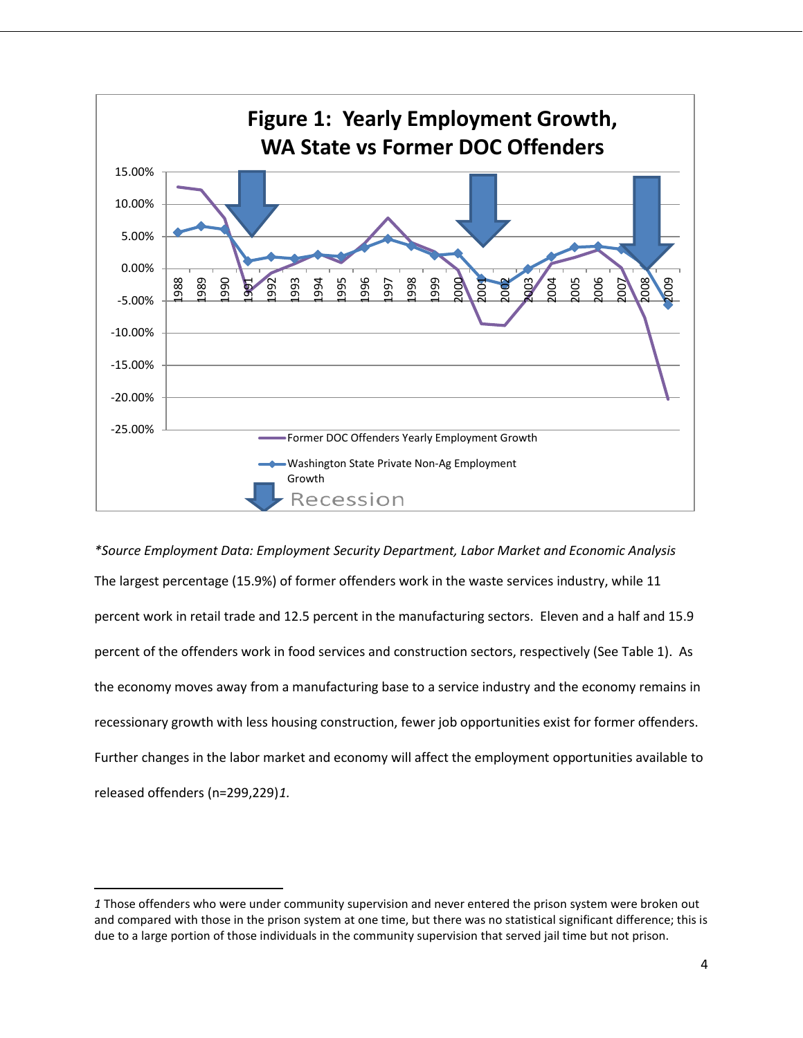**Figure 1: Yearly Employment Growth, WA State vs Former DOC Offenders**

*Source Employment Data: Employment Security Department, Labor Market and Economic Analysis

The largest percentage (15.9%) of former offenders work in the waste services industry, while 11 percent work in retail trade and 12.5 percent in the manufacturing sectors. Eleven and a half and 15.9 percent of the offenders work in food services and construction sectors, respectively (See Table 1). As the economy moves away from a manufacturing base to a service industry and the economy remains in recessionary growth with less housing construction, fewer job opportunities exist for former offenders. Further changes in the labor market and economy will affect the employment opportunities available to released offenders (n=299,229)*1.*

---

*1* Those offenders who were under community supervision and never entered the prison system were broken out and compared with those in the prison system at one time, but there was no statistical significant difference; this is due to a large portion of those individuals in the community supervision that served jail time but not prison.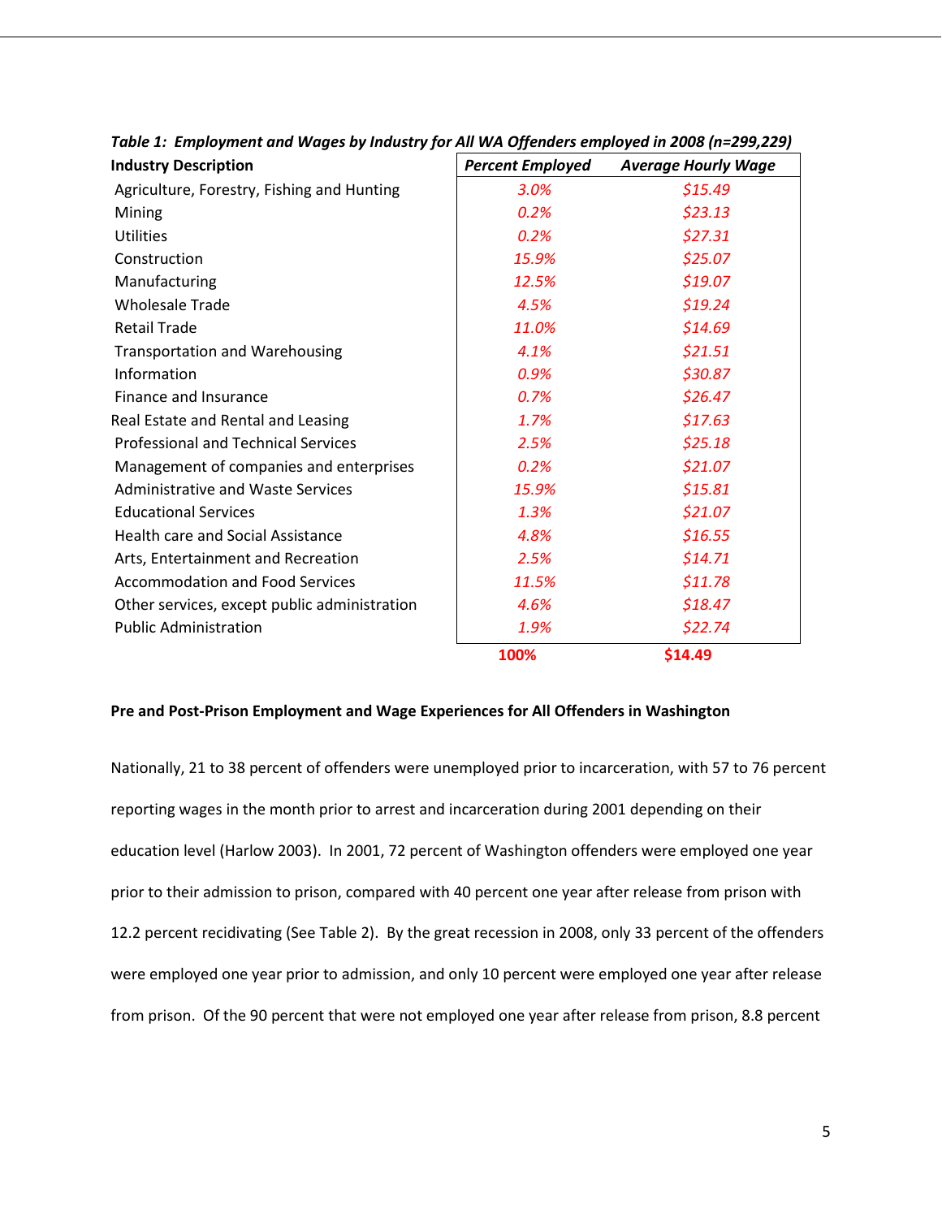*Table 1: Employment and Wages by Industry for All WA Offenders employed in 2008 (n=299,229)*

| Industry Description | *Percent Employed* | *Average Hourly Wage* |
|---|---|---|
| Agriculture, Forestry, Fishing and Hunting | *3.0%* | *$15.49* |
| Mining | *0.2%* | *$23.13* |
| Utilities | *0.2%* | *$27.31* |
| Construction | *15.9%* | *$25.07* |
| Manufacturing | *12.5%* | *$19.07* |
| Wholesale Trade | *4.5%* | *$19.24* |
| Retail Trade | *11.0%* | *$14.69* |
| Transportation and Warehousing | *4.1%* | *$21.51* |
| Information | *0.9%* | *$30.87* |
| Finance and Insurance | *0.7%* | *$26.47* |
| Real Estate and Rental and Leasing | *1.7%* | *$17.63* |
| Professional and Technical Services | *2.5%* | *$25.18* |
| Management of companies and enterprises | *0.2%* | *$21.07* |
| Administrative and Waste Services | *15.9%* | *$15.81* |
| Educational Services | *1.3%* | *$21.07* |
| Health care and Social Assistance | *4.8%* | *$16.55* |
| Arts, Entertainment and Recreation | *2.5%* | *$14.71* |
| Accommodation and Food Services | *11.5%* | *$11.78* |
| Other services, except public administration | *4.6%* | *$18.47* |
| Public Administration | *1.9%* | *$22.74* |
| | **100%** | **$14.49** |

**Pre and Post-Prison Employment and Wage Experiences for All Offenders in Washington**

Nationally, 21 to 38 percent of offenders were unemployed prior to incarceration, with 57 to 76 percent reporting wages in the month prior to arrest and incarceration during 2001 depending on their education level (Harlow 2003). In 2001, 72 percent of Washington offenders were employed one year prior to their admission to prison, compared with 40 percent one year after release from prison with 12.2 percent recidivating (See Table 2). By the great recession in 2008, only 33 percent of the offenders were employed one year prior to admission, and only 10 percent were employed one year after release from prison. Of the 90 percent that were not employed one year after release from prison, 8.8 percent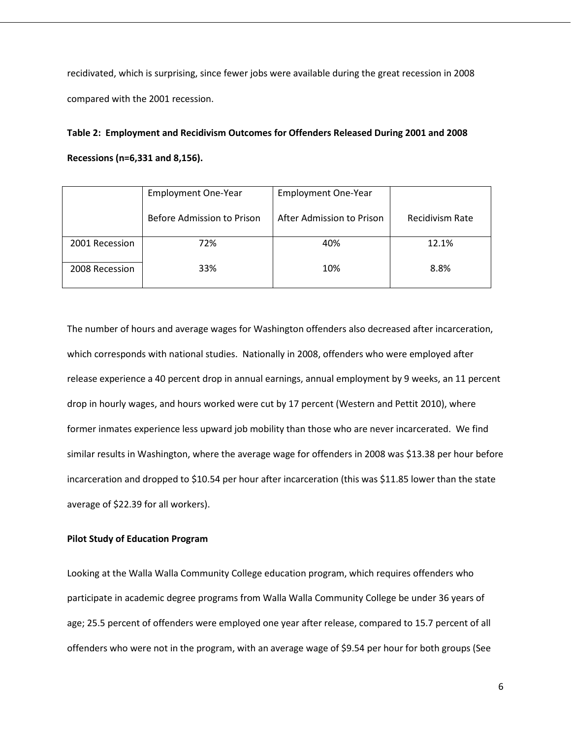recidivated, which is surprising, since fewer jobs were available during the great recession in 2008 compared with the 2001 recession.

**Table 2: Employment and Recidivism Outcomes for Offenders Released During 2001 and 2008 Recessions (n=6,331 and 8,156).**

| | Employment One-Year Before Admission to Prison | Employment One-Year After Admission to Prison | Recidivism Rate |
|---|---|---|---|
| 2001 Recession | 72% | 40% | 12.1% |
| 2008 Recession | 33% | 10% | 8.8% |

The number of hours and average wages for Washington offenders also decreased after incarceration, which corresponds with national studies. Nationally in 2008, offenders who were employed after release experience a 40 percent drop in annual earnings, annual employment by 9 weeks, an 11 percent drop in hourly wages, and hours worked were cut by 17 percent (Western and Pettit 2010), where former inmates experience less upward job mobility than those who are never incarcerated. We find similar results in Washington, where the average wage for offenders in 2008 was $13.38 per hour before incarceration and dropped to $10.54 per hour after incarceration (this was $11.85 lower than the state average of $22.39 for all workers).

**Pilot Study of Education Program**

Looking at the Walla Walla Community College education program, which requires offenders who participate in academic degree programs from Walla Walla Community College be under 36 years of age; 25.5 percent of offenders were employed one year after release, compared to 15.7 percent of all offenders who were not in the program, with an average wage of $9.54 per hour for both groups (See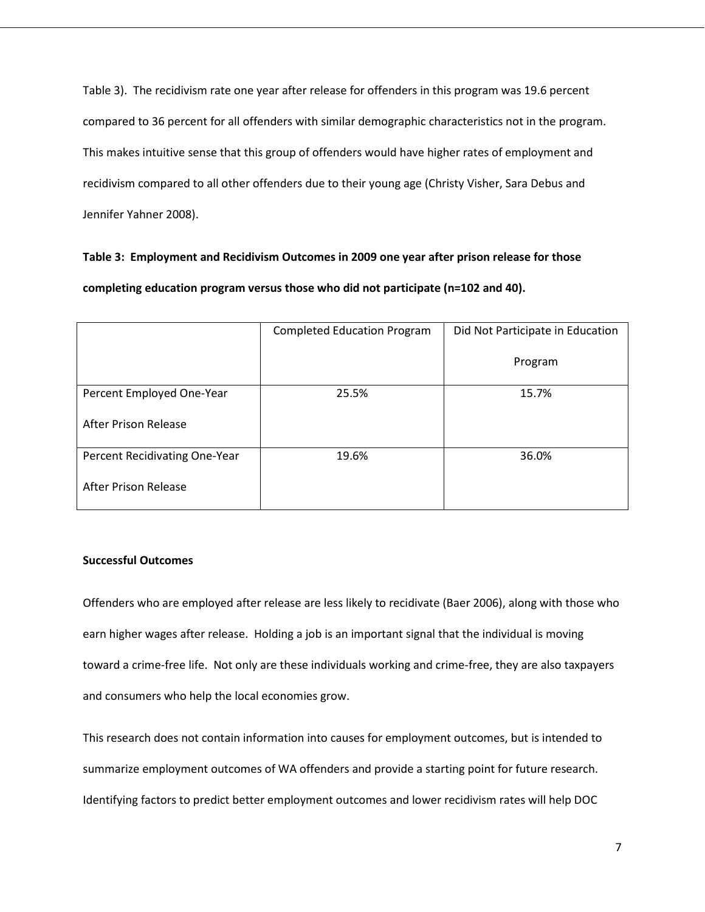Table 3). The recidivism rate one year after release for offenders in this program was 19.6 percent compared to 36 percent for all offenders with similar demographic characteristics not in the program. This makes intuitive sense that this group of offenders would have higher rates of employment and recidivism compared to all other offenders due to their young age (Christy Visher, Sara Debus and Jennifer Yahner 2008).

**Table 3: Employment and Recidivism Outcomes in 2009 one year after prison release for those completing education program versus those who did not participate (n=102 and 40).**

| | Completed Education Program | Did Not Participate in Education Program |
|---|---|---|
| Percent Employed One-Year After Prison Release | 25.5% | 15.7% |
| Percent Recidivating One-Year After Prison Release | 19.6% | 36.0% |

**Successful Outcomes**

Offenders who are employed after release are less likely to recidivate (Baer 2006), along with those who earn higher wages after release. Holding a job is an important signal that the individual is moving toward a crime-free life. Not only are these individuals working and crime-free, they are also taxpayers and consumers who help the local economies grow.

This research does not contain information into causes for employment outcomes, but is intended to summarize employment outcomes of WA offenders and provide a starting point for future research. Identifying factors to predict better employment outcomes and lower recidivism rates will help DOC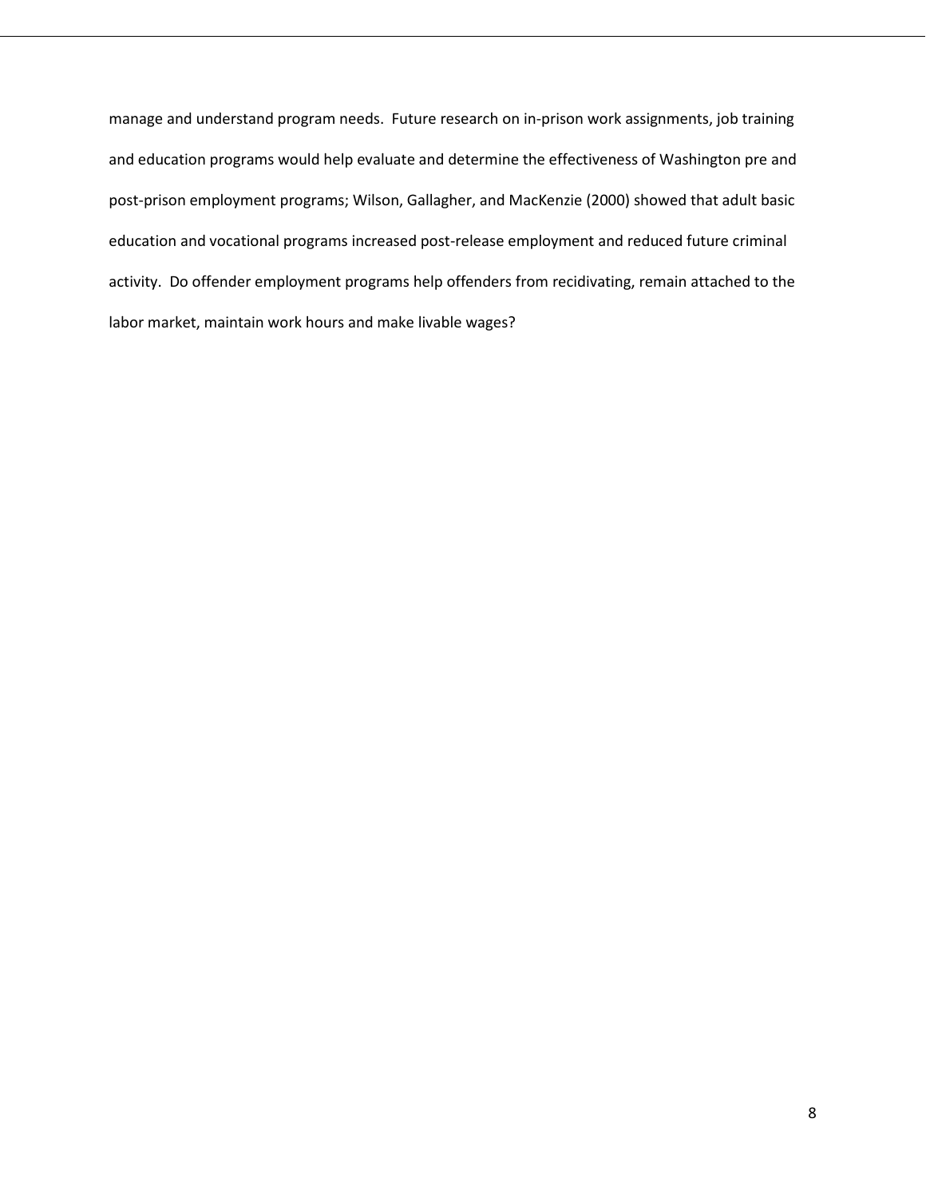manage and understand program needs. Future research on in-prison work assignments, job training and education programs would help evaluate and determine the effectiveness of Washington pre and post-prison employment programs; Wilson, Gallagher, and MacKenzie (2000) showed that adult basic education and vocational programs increased post-release employment and reduced future criminal activity. Do offender employment programs help offenders from recidivating, remain attached to the labor market, maintain work hours and make livable wages?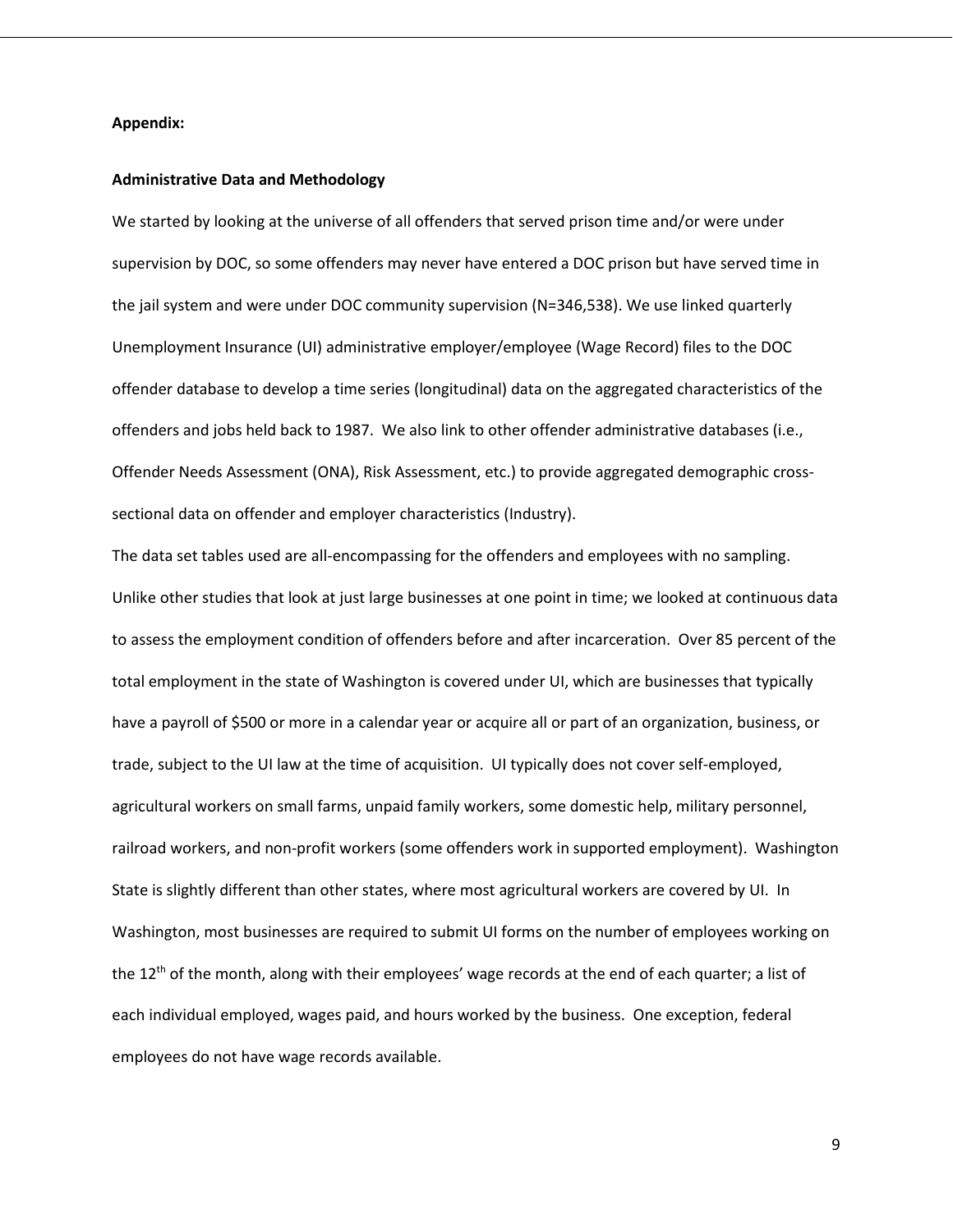**Appendix:**

**Administrative Data and Methodology**

We started by looking at the universe of all offenders that served prison time and/or were under supervision by DOC, so some offenders may never have entered a DOC prison but have served time in the jail system and were under DOC community supervision (N=346,538). We use linked quarterly Unemployment Insurance (UI) administrative employer/employee (Wage Record) files to the DOC offender database to develop a time series (longitudinal) data on the aggregated characteristics of the offenders and jobs held back to 1987. We also link to other offender administrative databases (i.e., Offender Needs Assessment (ONA), Risk Assessment, etc.) to provide aggregated demographic cross-sectional data on offender and employer characteristics (Industry).

The data set tables used are all-encompassing for the offenders and employees with no sampling. Unlike other studies that look at just large businesses at one point in time; we looked at continuous data to assess the employment condition of offenders before and after incarceration. Over 85 percent of the total employment in the state of Washington is covered under UI, which are businesses that typically have a payroll of $500 or more in a calendar year or acquire all or part of an organization, business, or trade, subject to the UI law at the time of acquisition. UI typically does not cover self-employed, agricultural workers on small farms, unpaid family workers, some domestic help, military personnel, railroad workers, and non-profit workers (some offenders work in supported employment). Washington State is slightly different than other states, where most agricultural workers are covered by UI. In Washington, most businesses are required to submit UI forms on the number of employees working on the 12th of the month, along with their employees' wage records at the end of each quarter; a list of each individual employed, wages paid, and hours worked by the business. One exception, federal employees do not have wage records available.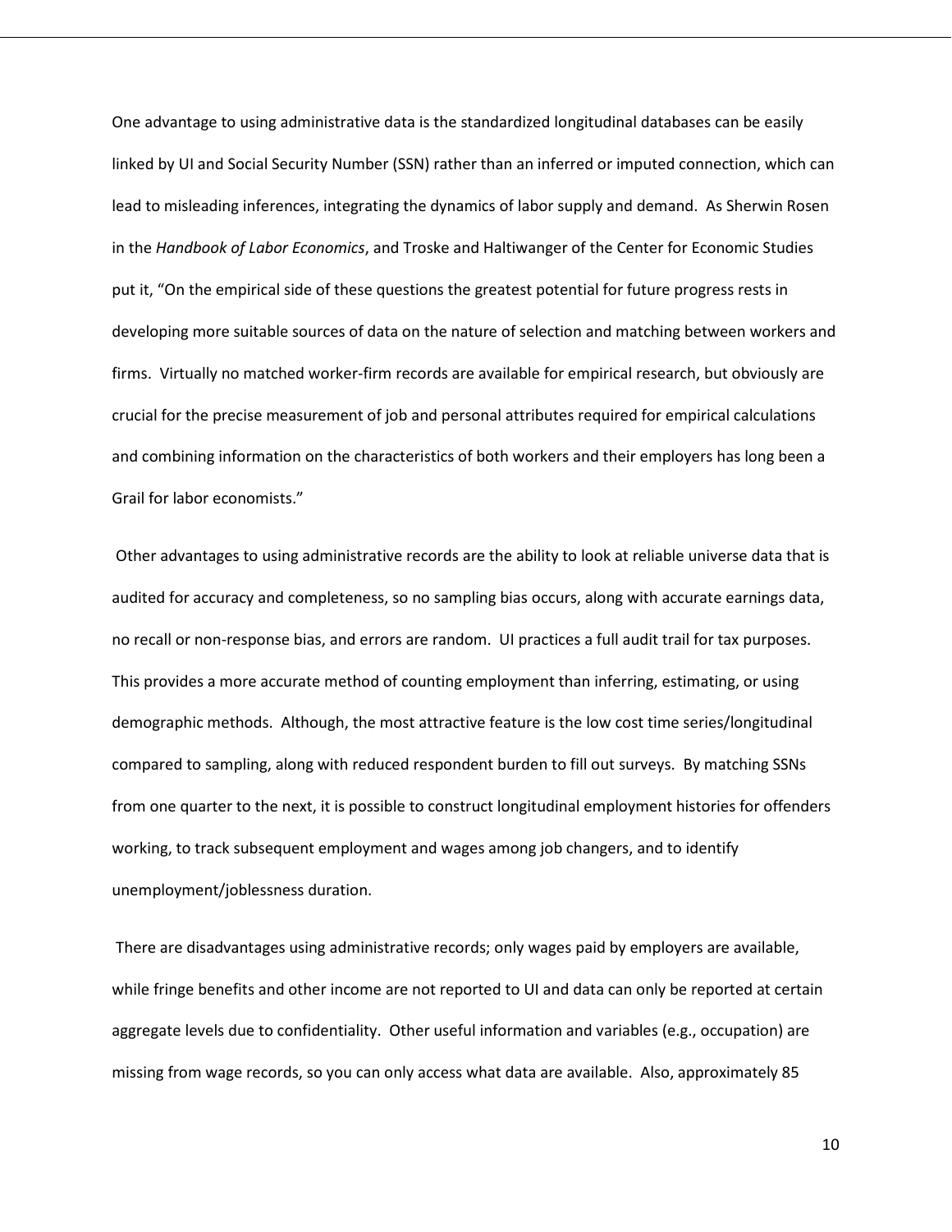One advantage to using administrative data is the standardized longitudinal databases can be easily linked by UI and Social Security Number (SSN) rather than an inferred or imputed connection, which can lead to misleading inferences, integrating the dynamics of labor supply and demand. As Sherwin Rosen in the *Handbook of Labor Economics*, and Troske and Haltiwanger of the Center for Economic Studies put it, "On the empirical side of these questions the greatest potential for future progress rests in developing more suitable sources of data on the nature of selection and matching between workers and firms. Virtually no matched worker-firm records are available for empirical research, but obviously are crucial for the precise measurement of job and personal attributes required for empirical calculations and combining information on the characteristics of both workers and their employers has long been a Grail for labor economists."

Other advantages to using administrative records are the ability to look at reliable universe data that is audited for accuracy and completeness, so no sampling bias occurs, along with accurate earnings data, no recall or non-response bias, and errors are random. UI practices a full audit trail for tax purposes. This provides a more accurate method of counting employment than inferring, estimating, or using demographic methods. Although, the most attractive feature is the low cost time series/longitudinal compared to sampling, along with reduced respondent burden to fill out surveys. By matching SSNs from one quarter to the next, it is possible to construct longitudinal employment histories for offenders working, to track subsequent employment and wages among job changers, and to identify unemployment/joblessness duration.

There are disadvantages using administrative records; only wages paid by employers are available, while fringe benefits and other income are not reported to UI and data can only be reported at certain aggregate levels due to confidentiality. Other useful information and variables (e.g., occupation) are missing from wage records, so you can only access what data are available. Also, approximately 85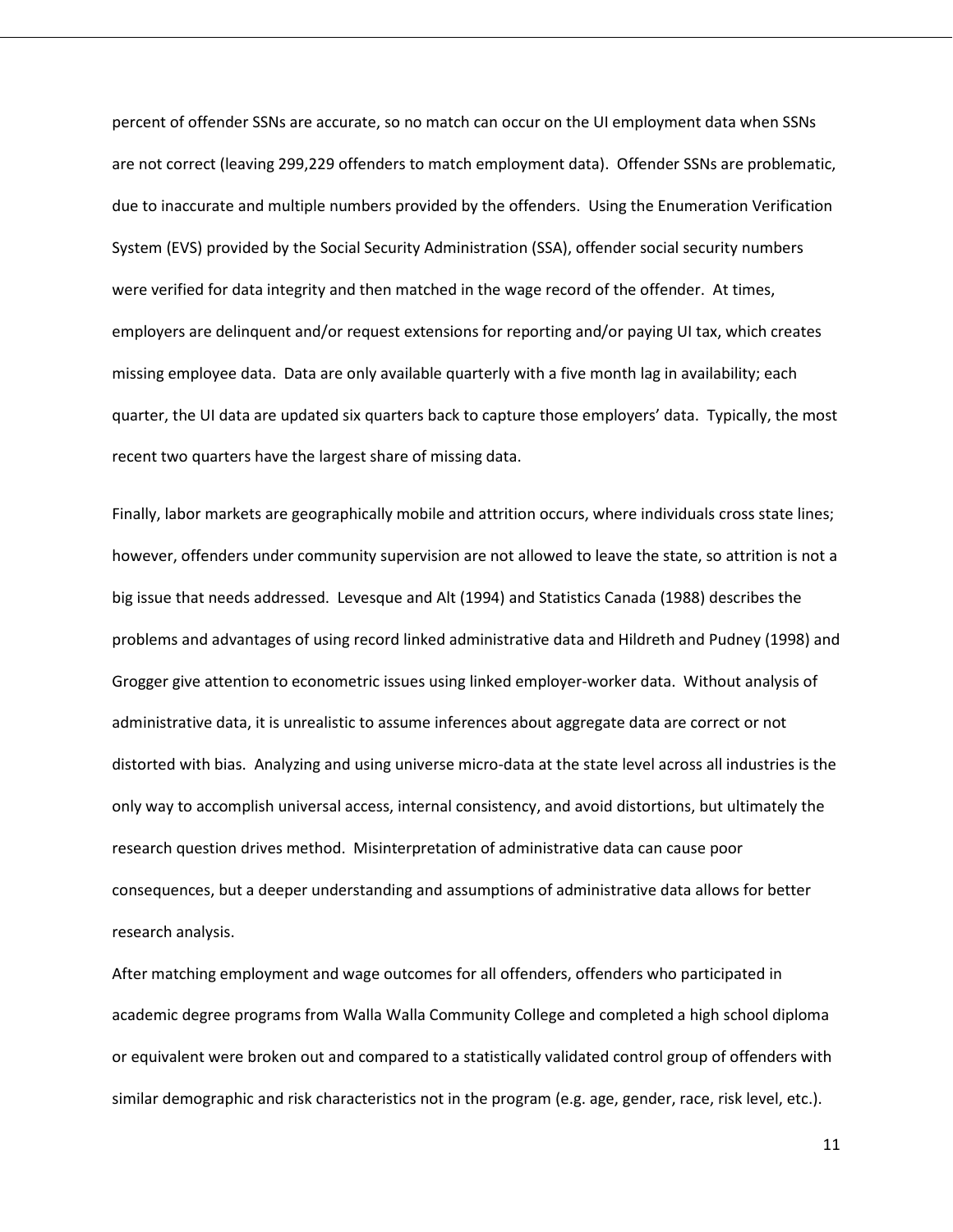percent of offender SSNs are accurate, so no match can occur on the UI employment data when SSNs are not correct (leaving 299,229 offenders to match employment data). Offender SSNs are problematic, due to inaccurate and multiple numbers provided by the offenders. Using the Enumeration Verification System (EVS) provided by the Social Security Administration (SSA), offender social security numbers were verified for data integrity and then matched in the wage record of the offender. At times, employers are delinquent and/or request extensions for reporting and/or paying UI tax, which creates missing employee data. Data are only available quarterly with a five month lag in availability; each quarter, the UI data are updated six quarters back to capture those employers' data. Typically, the most recent two quarters have the largest share of missing data.

Finally, labor markets are geographically mobile and attrition occurs, where individuals cross state lines; however, offenders under community supervision are not allowed to leave the state, so attrition is not a big issue that needs addressed. Levesque and Alt (1994) and Statistics Canada (1988) describes the problems and advantages of using record linked administrative data and Hildreth and Pudney (1998) and Grogger give attention to econometric issues using linked employer-worker data. Without analysis of administrative data, it is unrealistic to assume inferences about aggregate data are correct or not distorted with bias. Analyzing and using universe micro-data at the state level across all industries is the only way to accomplish universal access, internal consistency, and avoid distortions, but ultimately the research question drives method. Misinterpretation of administrative data can cause poor consequences, but a deeper understanding and assumptions of administrative data allows for better research analysis.

After matching employment and wage outcomes for all offenders, offenders who participated in academic degree programs from Walla Walla Community College and completed a high school diploma or equivalent were broken out and compared to a statistically validated control group of offenders with similar demographic and risk characteristics not in the program (e.g. age, gender, race, risk level, etc.).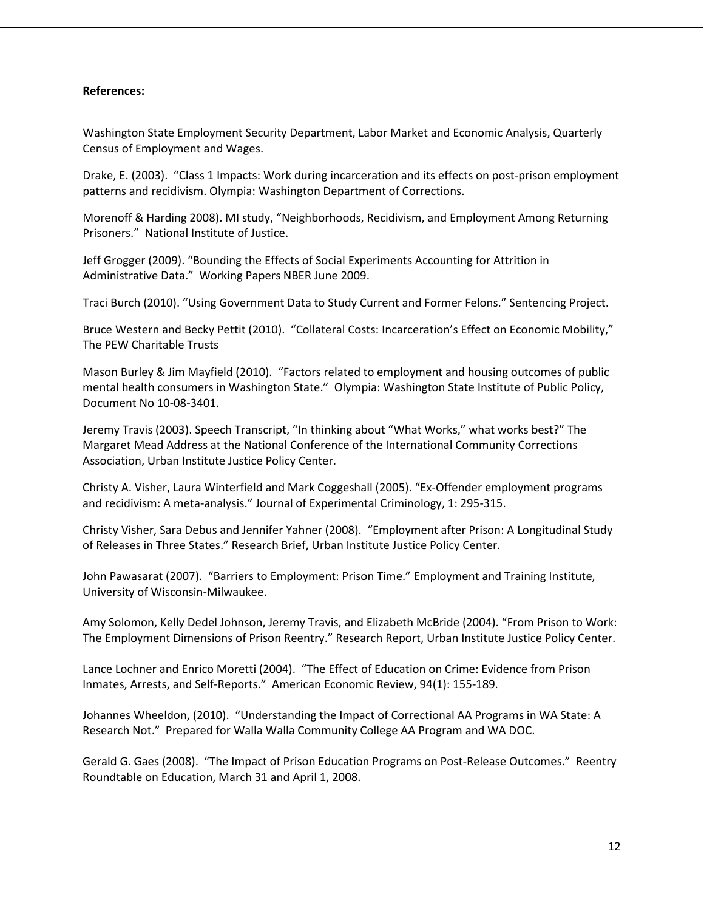**References:**

Washington State Employment Security Department, Labor Market and Economic Analysis, Quarterly Census of Employment and Wages.

Drake, E. (2003). "Class 1 Impacts: Work during incarceration and its effects on post-prison employment patterns and recidivism. Olympia: Washington Department of Corrections.

Morenoff & Harding 2008). MI study, "Neighborhoods, Recidivism, and Employment Among Returning Prisoners." National Institute of Justice.

Jeff Grogger (2009). "Bounding the Effects of Social Experiments Accounting for Attrition in Administrative Data." Working Papers NBER June 2009.

Traci Burch (2010). "Using Government Data to Study Current and Former Felons." Sentencing Project.

Bruce Western and Becky Pettit (2010). "Collateral Costs: Incarceration's Effect on Economic Mobility," The PEW Charitable Trusts

Mason Burley & Jim Mayfield (2010). "Factors related to employment and housing outcomes of public mental health consumers in Washington State." Olympia: Washington State Institute of Public Policy, Document No 10-08-3401.

Jeremy Travis (2003). Speech Transcript, "In thinking about "What Works," what works best?" The Margaret Mead Address at the National Conference of the International Community Corrections Association, Urban Institute Justice Policy Center.

Christy A. Visher, Laura Winterfield and Mark Coggeshall (2005). "Ex-Offender employment programs and recidivism: A meta-analysis." Journal of Experimental Criminology, 1: 295-315.

Christy Visher, Sara Debus and Jennifer Yahner (2008). "Employment after Prison: A Longitudinal Study of Releases in Three States." Research Brief, Urban Institute Justice Policy Center.

John Pawasarat (2007). "Barriers to Employment: Prison Time." Employment and Training Institute, University of Wisconsin-Milwaukee.

Amy Solomon, Kelly Dedel Johnson, Jeremy Travis, and Elizabeth McBride (2004). "From Prison to Work: The Employment Dimensions of Prison Reentry." Research Report, Urban Institute Justice Policy Center.

Lance Lochner and Enrico Moretti (2004). "The Effect of Education on Crime: Evidence from Prison Inmates, Arrests, and Self-Reports." American Economic Review, 94(1): 155-189.

Johannes Wheeldon, (2010). "Understanding the Impact of Correctional AA Programs in WA State: A Research Not." Prepared for Walla Walla Community College AA Program and WA DOC.

Gerald G. Gaes (2008). "The Impact of Prison Education Programs on Post-Release Outcomes." Reentry Roundtable on Education, March 31 and April 1, 2008.